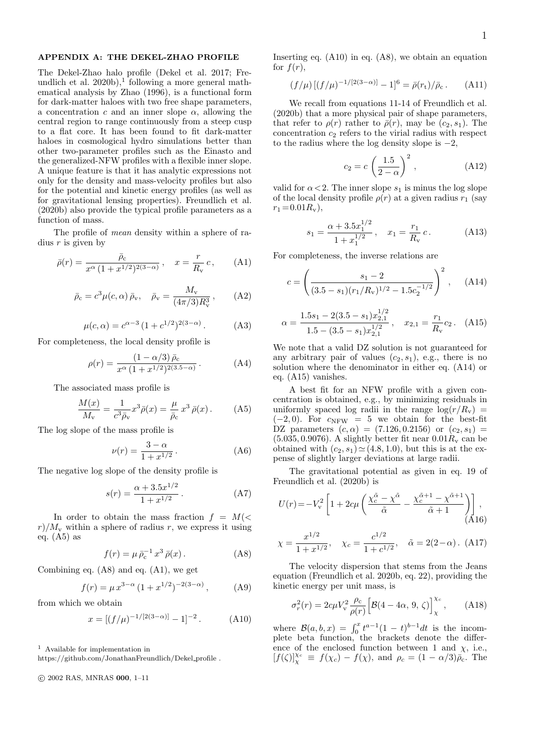## APPENDIX A: THE DEKEL-ZHAO PROFILE

The Dekel-Zhao halo profile (Dekel et al. 2017; Freundlich et al. 2020b),[1] following a more general mathematical analysis by Zhao (1996), is a functional form for dark-matter haloes with two free shape parameters, a concentration $c$ and an inner slope $\alpha$, allowing the central region to range continuously from a steep cusp to a flat core. It has been found to fit dark-matter haloes in cosmological hydro simulations better than other two-parameter profiles such as the Einasto and the generalized-NFW profiles with a flexible inner slope. A unique feature is that it has analytic expressions not only for the density and mass-velocity profiles but also for the potential and kinetic energy profiles (as well as for gravitational lensing properties). Freundlich et al. (2020b) also provide the typical profile parameters as a function of mass.

The profile of *mean* density within a sphere of radius $r$ is given by

$$\bar{\rho}(r) = \frac{\bar{\rho}_{\rm c}}{x^{\alpha}\,(1+x^{1/2})^{2(3-\alpha)}}\,, \quad x = \frac{r}{R_{\rm v}}\,c\,, \qquad \text{(A1)}$$

$$\bar{\rho}_{\rm c} = c^3 \mu(c,\alpha)\,\bar{\rho}_{\rm v}, \quad \bar{\rho}_{\rm v} = \frac{M_{\rm v}}{(4\pi/3)R_{\rm v}^3}\,, \qquad \text{(A2)}$$

$$\mu(c,\alpha) = c^{\alpha-3}\,(1+c^{1/2})^{2(3-\alpha)}\,. \qquad \text{(A3)}$$

For completeness, the local density profile is

$$\rho(r) = \frac{(1-\alpha/3)\,\bar{\rho}_{\rm c}}{x^{\alpha}\,(1+x^{1/2})^{2(3.5-\alpha)}}\,. \qquad \text{(A4)}$$

The associated mass profile is

$$\frac{M(x)}{M_{\rm v}} = \frac{1}{c^3 \bar{\rho}_{\rm v}} x^3 \bar{\rho}(x) = \frac{\mu}{\bar{\rho}_{\rm c}}\, x^3\, \bar{\rho}(x)\,. \qquad \text{(A5)}$$

The log slope of the mass profile is

$$\nu(r) = \frac{3-\alpha}{1+x^{1/2}}\,. \qquad \text{(A6)}$$

The negative log slope of the density profile is

$$s(r) = \frac{\alpha + 3.5 x^{1/2}}{1+x^{1/2}}\,. \qquad \text{(A7)}$$

In order to obtain the mass fraction $f = M(<r)/M_{\rm v}$ within a sphere of radius $r$, we express it using eq. (A5) as

$$f(r) = \mu\, \bar{\rho}_{\rm c}^{-1}\, x^3\, \bar{\rho}(x)\,. \qquad \text{(A8)}$$

Combining eq. (A8) and eq. (A1), we get

$$f(r) = \mu\, x^{3-\alpha}\,(1+x^{1/2})^{-2(3-\alpha)}\,, \qquad \text{(A9)}$$

from which we obtain

$$x = [(f/\mu)^{-1/[2(3-\alpha)]} - 1]^{-2}\,. \qquad \text{(A10)}$$

[1] Available for implementation in https://github.com/JonathanFreundlich/Dekel_profile .

Inserting eq. (A10) in eq. (A8), we obtain an equation for $f(r)$,

$$(f/\mu)\,[(f/\mu)^{-1/[2(3-\alpha)]} - 1]^6 = \bar{\rho}(r_{\rm t})/\bar{\rho}_{\rm c}\,. \qquad \text{(A11)}$$

We recall from equations 11-14 of Freundlich et al. (2020b) that a more physical pair of shape parameters, that refer to $\rho(r)$ rather to $\bar{\rho}(r)$, may be $(c_2, s_1)$. The concentration $c_2$ refers to the virial radius with respect to the radius where the log density slope is $-2$,

$$c_2 = c\,\left(\frac{1.5}{2-\alpha}\right)^2\,, \qquad \text{(A12)}$$

valid for $\alpha < 2$. The inner slope $s_1$ is minus the log slope of the local density profile $\rho(r)$ at a given radius $r_1$ (say $r_1 = 0.01 R_{\rm v}$),

$$s_1 = \frac{\alpha + 3.5 x_1^{1/2}}{1+x_1^{1/2}}\,, \quad x_1 = \frac{r_1}{R_{\rm v}}\,c\,. \qquad \text{(A13)}$$

For completeness, the inverse relations are

$$c = \left(\frac{s_1 - 2}{(3.5-s_1)(r_1/R_{\rm v})^{1/2} - 1.5 c_2^{-1/2}}\right)^2\,, \qquad \text{(A14)}$$

$$\alpha = \frac{1.5 s_1 - 2(3.5-s_1)x_{2,1}^{1/2}}{1.5 - (3.5-s_1)x_{2,1}^{1/2}}\,, \quad x_{2,1} = \frac{r_1}{R_{\rm v}} c_2\,. \qquad \text{(A15)}$$

We note that a valid DZ solution is not guaranteed for any arbitrary pair of values $(c_2, s_1)$, e.g., there is no solution where the denominator in either eq. (A14) or eq. (A15) vanishes.

A best fit for an NFW profile with a given concentration is obtained, e.g., by minimizing residuals in uniformly spaced log radii in the range $\log(r/R_{\rm v}) = (-2, 0)$. For $c_{\rm NFW} = 5$ we obtain for the best-fit DZ parameters $(c, \alpha) = (7.126, 0.2156)$ or $(c_2, s_1) = (5.035, 0.9076)$. A slightly better fit near $0.01 R_{\rm v}$ can be obtained with $(c_2, s_1) \simeq (4.8, 1.0)$, but this is at the expense of slightly larger deviations at large radii.

The gravitational potential as given in eq. 19 of Freundlich et al. (2020b) is

$$U(r) = -V_{\rm v}^2 \left[1 + 2c\mu \left(\frac{\chi_c^{\tilde{\alpha}} - \chi^{\tilde{\alpha}}}{\tilde{\alpha}} - \frac{\chi_c^{\tilde{\alpha}+1} - \chi^{\tilde{\alpha}+1}}{\tilde{\alpha}+1}\right)\right]\,, \qquad \text{(A16)}$$

$$\chi = \frac{x^{1/2}}{1+x^{1/2}}, \quad \chi_c = \frac{c^{1/2}}{1+c^{1/2}}, \quad \tilde{\alpha} = 2(2-\alpha)\,. \qquad \text{(A17)}$$

The velocity dispersion that stems from the Jeans equation (Freundlich et al. 2020b, eq. 22), providing the kinetic energy per unit mass, is

$$\sigma_r^2(r) = 2c\mu V_{\rm v}^2 \frac{\rho_c}{\rho(r)} \Big[\mathcal{B}(4-4\alpha,\, 9,\, \zeta)\Big]_{\chi}^{\chi_c}\,, \qquad \text{(A18)}$$

where $\mathcal{B}(a,b,x) = \int_0^x t^{a-1}(1-t)^{b-1}dt$ is the incomplete beta function, the brackets denote the difference of the enclosed function between 1 and $\chi$, i.e., $[f(\zeta)]_{\chi}^{\chi_c} \equiv f(\chi_c) - f(\chi)$, and $\rho_c = (1-\alpha/3)\bar{\rho}_{\rm c}$. The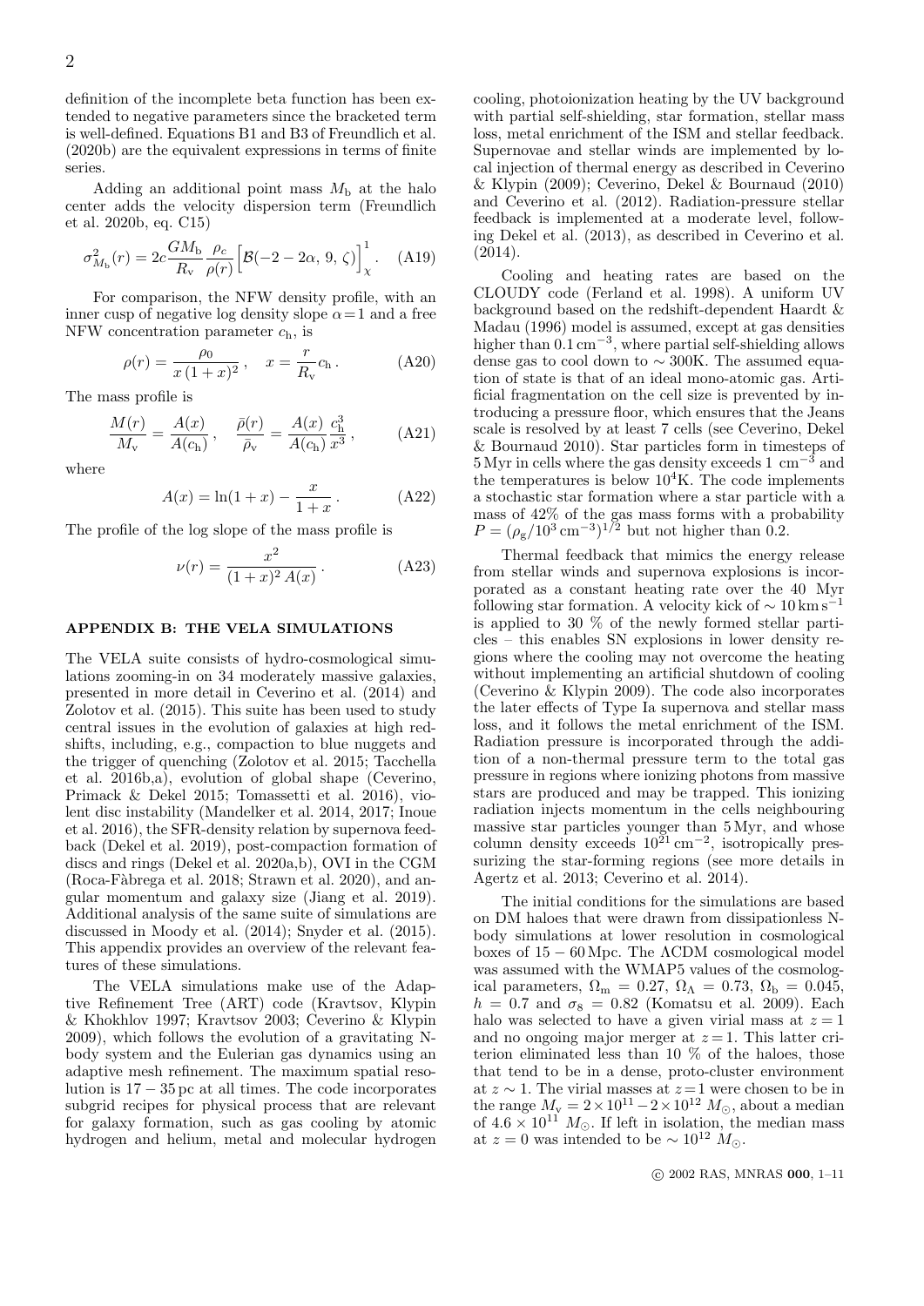definition of the incomplete beta function has been extended to negative parameters since the bracketed term is well-defined. Equations B1 and B3 of Freundlich et al. (2020b) are the equivalent expressions in terms of finite series.

Adding an additional point mass $M_{\rm b}$ at the halo center adds the velocity dispersion term (Freundlich et al. 2020b, eq. C15)

$$\sigma^2_{M_{\rm b}}(r) = 2c\frac{GM_{\rm b}}{R_{\rm v}}\frac{\rho_c}{\rho(r)}\Big[\mathcal{B}(-2-2\alpha,\, 9,\, \zeta)\Big]^1_\chi . \quad \text{(A19)}$$

For comparison, the NFW density profile, with an inner cusp of negative log density slope $\alpha = 1$ and a free NFW concentration parameter $c_{\rm h}$, is

$$\rho(r) = \frac{\rho_0}{x\,(1+x)^2}\,, \quad x = \frac{r}{R_{\rm v}}c_{\rm h}\,. \quad \text{(A20)}$$

The mass profile is

$$\frac{M(r)}{M_{\rm v}} = \frac{A(x)}{A(c_{\rm h})}\,, \quad \frac{\bar{\rho}(r)}{\bar{\rho}_{\rm v}} = \frac{A(x)}{A(c_{\rm h})}\frac{c_{\rm h}^3}{x^3}\,, \quad \text{(A21)}$$

where

$$A(x) = \ln(1+x) - \frac{x}{1+x}\,. \quad \text{(A22)}$$

The profile of the log slope of the mass profile is

$$\nu(r) = \frac{x^2}{(1+x)^2\,A(x)}\,. \quad \text{(A23)}$$

## APPENDIX B: THE VELA SIMULATIONS

The VELA suite consists of hydro-cosmological simulations zooming-in on 34 moderately massive galaxies, presented in more detail in Ceverino et al. (2014) and Zolotov et al. (2015). This suite has been used to study central issues in the evolution of galaxies at high redshifts, including, e.g., compaction to blue nuggets and the trigger of quenching (Zolotov et al. 2015; Tacchella et al. 2016b,a), evolution of global shape (Ceverino, Primack & Dekel 2015; Tomassetti et al. 2016), violent disc instability (Mandelker et al. 2014, 2017; Inoue et al. 2016), the SFR-density relation by supernova feedback (Dekel et al. 2019), post-compaction formation of discs and rings (Dekel et al. 2020a,b), OVI in the CGM (Roca-Fàbrega et al. 2018; Strawn et al. 2020), and angular momentum and galaxy size (Jiang et al. 2019). Additional analysis of the same suite of simulations are discussed in Moody et al. (2014); Snyder et al. (2015). This appendix provides an overview of the relevant features of these simulations.

The VELA simulations make use of the Adaptive Refinement Tree (ART) code (Kravtsov, Klypin & Khokhlov 1997; Kravtsov 2003; Ceverino & Klypin 2009), which follows the evolution of a gravitating N-body system and the Eulerian gas dynamics using an adaptive mesh refinement. The maximum spatial resolution is $17-35$ pc at all times. The code incorporates subgrid recipes for physical process that are relevant for galaxy formation, such as gas cooling by atomic hydrogen and helium, metal and molecular hydrogen cooling, photoionization heating by the UV background with partial self-shielding, star formation, stellar mass loss, metal enrichment of the ISM and stellar feedback. Supernovae and stellar winds are implemented by local injection of thermal energy as described in Ceverino & Klypin (2009); Ceverino, Dekel & Bournaud (2010) and Ceverino et al. (2012). Radiation-pressure stellar feedback is implemented at a moderate level, following Dekel et al. (2013), as described in Ceverino et al. (2014).

Cooling and heating rates are based on the CLOUDY code (Ferland et al. 1998). A uniform UV background based on the redshift-dependent Haardt & Madau (1996) model is assumed, except at gas densities higher than $0.1\,{\rm cm}^{-3}$, where partial self-shielding allows dense gas to cool down to $\sim 300$K. The assumed equation of state is that of an ideal mono-atomic gas. Artificial fragmentation on the cell size is prevented by introducing a pressure floor, which ensures that the Jeans scale is resolved by at least 7 cells (see Ceverino, Dekel & Bournaud 2010). Star particles form in timesteps of 5 Myr in cells where the gas density exceeds 1 ${\rm cm}^{-3}$ and the temperatures is below $10^4$K. The code implements a stochastic star formation where a star particle with a mass of 42% of the gas mass forms with a probability $P = (\rho_{\rm g}/10^3\,{\rm cm}^{-3})^{1/2}$ but not higher than 0.2.

Thermal feedback that mimics the energy release from stellar winds and supernova explosions is incorporated as a constant heating rate over the 40 Myr following star formation. A velocity kick of $\sim 10\,{\rm km\,s}^{-1}$ is applied to 30 % of the newly formed stellar particles – this enables SN explosions in lower density regions where the cooling may not overcome the heating without implementing an artificial shutdown of cooling (Ceverino & Klypin 2009). The code also incorporates the later effects of Type Ia supernova and stellar mass loss, and it follows the metal enrichment of the ISM. Radiation pressure is incorporated through the addition of a non-thermal pressure term to the total gas pressure in regions where ionizing photons from massive stars are produced and may be trapped. This ionizing radiation injects momentum in the cells neighbouring massive star particles younger than 5 Myr, and whose column density exceeds $10^{21}\,{\rm cm}^{-2}$, isotropically pressurizing the star-forming regions (see more details in Agertz et al. 2013; Ceverino et al. 2014).

The initial conditions for the simulations are based on DM haloes that were drawn from dissipationless N-body simulations at lower resolution in cosmological boxes of $15-60$ Mpc. The ΛCDM cosmological model was assumed with the WMAP5 values of the cosmological parameters, $\Omega_{\rm m} = 0.27$, $\Omega_\Lambda = 0.73$, $\Omega_{\rm b} = 0.045$, $h = 0.7$ and $\sigma_8 = 0.82$ (Komatsu et al. 2009). Each halo was selected to have a given virial mass at $z = 1$ and no ongoing major merger at $z = 1$. This latter criterion eliminated less than 10 % of the haloes, those that tend to be in a dense, proto-cluster environment at $z \sim 1$. The virial masses at $z = 1$ were chosen to be in the range $M_{\rm v} = 2\times10^{11} - 2\times10^{12}\ M_\odot$, about a median of $4.6\times10^{11}\ M_\odot$. If left in isolation, the median mass at $z = 0$ was intended to be $\sim 10^{12}\ M_\odot$.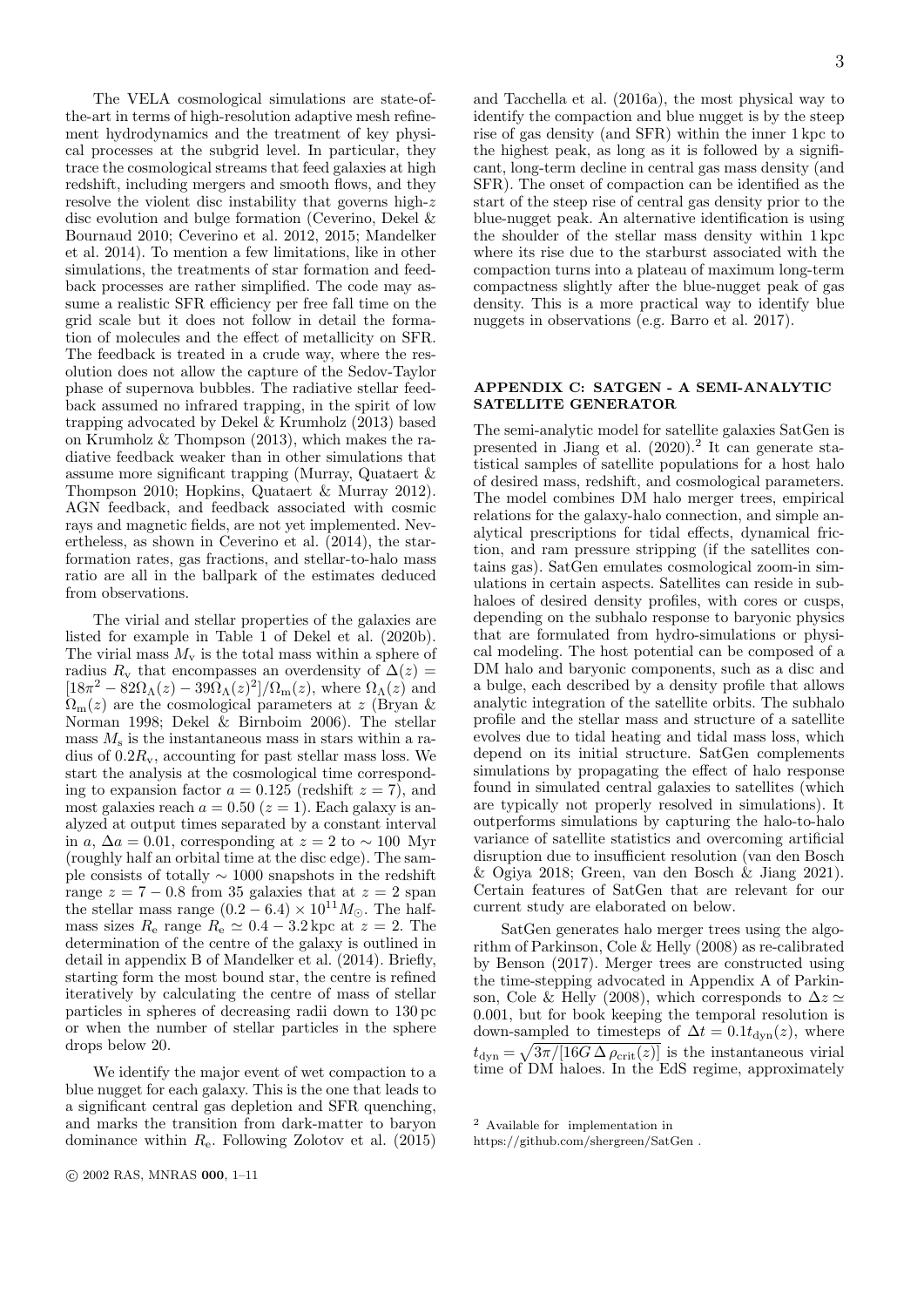The VELA cosmological simulations are state-of-the-art in terms of high-resolution adaptive mesh refinement hydrodynamics and the treatment of key physical processes at the subgrid level. In particular, they trace the cosmological streams that feed galaxies at high redshift, including mergers and smooth flows, and they resolve the violent disc instability that governs high-$z$ disc evolution and bulge formation (Ceverino, Dekel & Bournaud 2010; Ceverino et al. 2012, 2015; Mandelker et al. 2014). To mention a few limitations, like in other simulations, the treatments of star formation and feedback processes are rather simplified. The code may assume a realistic SFR efficiency per free fall time on the grid scale but it does not follow in detail the formation of molecules and the effect of metallicity on SFR. The feedback is treated in a crude way, where the resolution does not allow the capture of the Sedov-Taylor phase of supernova bubbles. The radiative stellar feedback assumed no infrared trapping, in the spirit of low trapping advocated by Dekel & Krumholz (2013) based on Krumholz & Thompson (2013), which makes the radiative feedback weaker than in other simulations that assume more significant trapping (Murray, Quataert & Thompson 2010; Hopkins, Quataert & Murray 2012). AGN feedback, and feedback associated with cosmic rays and magnetic fields, are not yet implemented. Nevertheless, as shown in Ceverino et al. (2014), the star-formation rates, gas fractions, and stellar-to-halo mass ratio are all in the ballpark of the estimates deduced from observations.

The virial and stellar properties of the galaxies are listed for example in Table 1 of Dekel et al. (2020b). The virial mass $M_{\rm v}$ is the total mass within a sphere of radius $R_{\rm v}$ that encompasses an overdensity of $\Delta(z) = [18\pi^2 - 82\Omega_\Lambda(z) - 39\Omega_\Lambda(z)^2]/\Omega_{\rm m}(z)$, where $\Omega_\Lambda(z)$ and $\Omega_{\rm m}(z)$ are the cosmological parameters at $z$ (Bryan & Norman 1998; Dekel & Birnboim 2006). The stellar mass $M_{\rm s}$ is the instantaneous mass in stars within a radius of $0.2R_{\rm v}$, accounting for past stellar mass loss. We start the analysis at the cosmological time corresponding to expansion factor $a = 0.125$ (redshift $z = 7$), and most galaxies reach $a = 0.50$ ($z = 1$). Each galaxy is analyzed at output times separated by a constant interval in $a$, $\Delta a = 0.01$, corresponding at $z = 2$ to $\sim 100$ Myr (roughly half an orbital time at the disc edge). The sample consists of totally $\sim 1000$ snapshots in the redshift range $z = 7 - 0.8$ from 35 galaxies that at $z = 2$ span the stellar mass range $(0.2 - 6.4) \times 10^{11} M_\odot$. The half-mass sizes $R_{\rm e}$ range $R_{\rm e} \simeq 0.4 - 3.2$ kpc at $z = 2$. The determination of the centre of the galaxy is outlined in detail in appendix B of Mandelker et al. (2014). Briefly, starting form the most bound star, the centre is refined iteratively by calculating the centre of mass of stellar particles in spheres of decreasing radii down to 130 pc or when the number of stellar particles in the sphere drops below 20.

We identify the major event of wet compaction to a blue nugget for each galaxy. This is the one that leads to a significant central gas depletion and SFR quenching, and marks the transition from dark-matter to baryon dominance within $R_{\rm e}$. Following Zolotov et al. (2015) and Tacchella et al. (2016a), the most physical way to identify the compaction and blue nugget is by the steep rise of gas density (and SFR) within the inner 1 kpc to the highest peak, as long as it is followed by a significant, long-term decline in central gas mass density (and SFR). The onset of compaction can be identified as the start of the steep rise of central gas density prior to the blue-nugget peak. An alternative identification is using the shoulder of the stellar mass density within 1 kpc where its rise due to the starburst associated with the compaction turns into a plateau of maximum long-term compactness slightly after the blue-nugget peak of gas density. This is a more practical way to identify blue nuggets in observations (e.g. Barro et al. 2017).

## APPENDIX C: SATGEN - A SEMI-ANALYTIC SATELLITE GENERATOR

The semi-analytic model for satellite galaxies SatGen is presented in Jiang et al. (2020).[2] It can generate statistical samples of satellite populations for a host halo of desired mass, redshift, and cosmological parameters. The model combines DM halo merger trees, empirical relations for the galaxy-halo connection, and simple analytical prescriptions for tidal effects, dynamical friction, and ram pressure stripping (if the satellites contains gas). SatGen emulates cosmological zoom-in simulations in certain aspects. Satellites can reside in subhaloes of desired density profiles, with cores or cusps, depending on the subhalo response to baryonic physics that are formulated from hydro-simulations or physical modeling. The host potential can be composed of a DM halo and baryonic components, such as a disc and a bulge, each described by a density profile that allows analytic integration of the satellite orbits. The subhalo profile and the stellar mass and structure of a satellite evolves due to tidal heating and tidal mass loss, which depend on its initial structure. SatGen complements simulations by propagating the effect of halo response found in simulated central galaxies to satellites (which are typically not properly resolved in simulations). It outperforms simulations by capturing the halo-to-halo variance of satellite statistics and overcoming artificial disruption due to insufficient resolution (van den Bosch & Ogiya 2018; Green, van den Bosch & Jiang 2021). Certain features of SatGen that are relevant for our current study are elaborated on below.

SatGen generates halo merger trees using the algorithm of Parkinson, Cole & Helly (2008) as re-calibrated by Benson (2017). Merger trees are constructed using the time-stepping advocated in Appendix A of Parkinson, Cole & Helly (2008), which corresponds to $\Delta z \simeq 0.001$, but for book keeping the temporal resolution is down-sampled to timesteps of $\Delta t = 0.1 t_{\rm dyn}(z)$, where $t_{\rm dyn} = \sqrt{3\pi/[16G\,\Delta\,\rho_{\rm crit}(z)]}$ is the instantaneous virial time of DM haloes. In the EdS regime, approximately

[2] Available for implementation in https://github.com/shergreen/SatGen .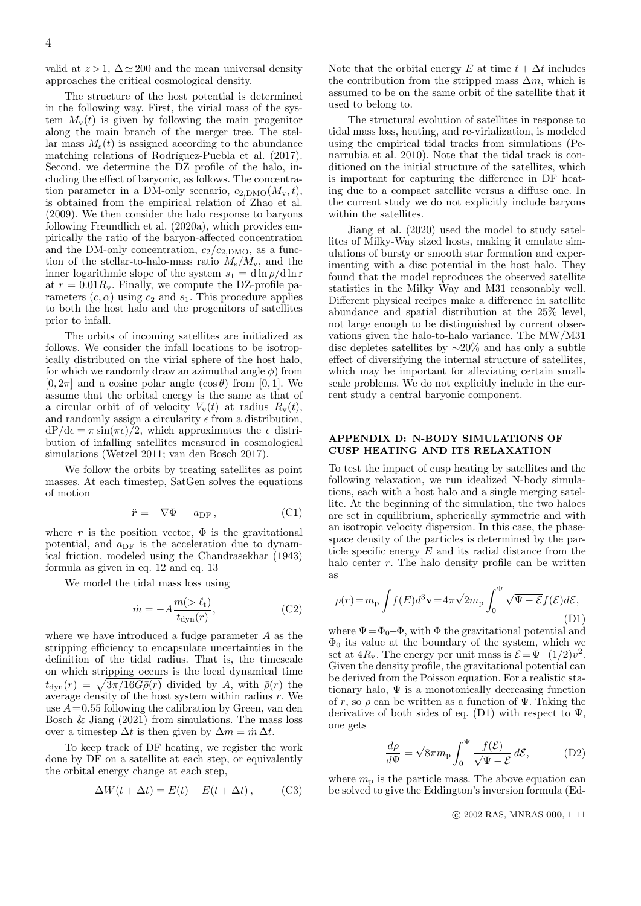valid at $z > 1$, $\Delta \simeq 200$ and the mean universal density approaches the critical cosmological density.

The structure of the host potential is determined in the following way. First, the virial mass of the system $M_{\rm v}(t)$ is given by following the main progenitor along the main branch of the merger tree. The stellar mass $M_{\rm s}(t)$ is assigned according to the abundance matching relations of Rodríguez-Puebla et al. (2017). Second, we determine the DZ profile of the halo, including the effect of baryonic, as follows. The concentration parameter in a DM-only scenario, $c_{2,\rm DMO}(M_{\rm v}, t)$, is obtained from the empirical relation of Zhao et al. (2009). We then consider the halo response to baryons following Freundlich et al. (2020a), which provides empirically the ratio of the baryon-affected concentration and the DM-only concentration, $c_2/c_{2,\rm DMO}$, as a function of the stellar-to-halo-mass ratio $M_{\rm s}/M_{\rm v}$, and the inner logarithmic slope of the system $s_1 = {\rm d}\ln\rho/{\rm d}\ln r$ at $r = 0.01R_{\rm v}$. Finally, we compute the DZ-profile parameters $(c, \alpha)$ using $c_2$ and $s_1$. This procedure applies to both the host halo and the progenitors of satellites prior to infall.

The orbits of incoming satellites are initialized as follows. We consider the infall locations to be isotropically distributed on the virial sphere of the host halo, for which we randomly draw an azimuthal angle $\phi$) from $[0, 2\pi]$ and a cosine polar angle $(\cos\theta)$ from $[0, 1]$. We assume that the orbital energy is the same as that of a circular orbit of of velocity $V_{\rm v}(t)$ at radius $R_{\rm v}(t)$, and randomly assign a circularity $\epsilon$ from a distribution, ${\rm d}P/{\rm d}\epsilon = \pi\sin(\pi\epsilon)/2$, which approximates the $\epsilon$ distribution of infalling satellites measured in cosmological simulations (Wetzel 2011; van den Bosch 2017).

We follow the orbits by treating satellites as point masses. At each timestep, SatGen solves the equations of motion

$$\ddot{\boldsymbol{r}} = -\nabla\Phi \ + a_{\rm DF}\,, \tag{C1}$$

where $\boldsymbol{r}$ is the position vector, $\Phi$ is the gravitational potential, and $a_{\rm DF}$ is the acceleration due to dynamical friction, modeled using the Chandrasekhar (1943) formula as given in eq. 12 and eq. 13

We model the tidal mass loss using

$$\dot{m} = -A\frac{m(>\ell_{\rm t})}{t_{\rm dyn}(r)}, \tag{C2}$$

where we have introduced a fudge parameter $A$ as the stripping efficiency to encapsulate uncertainties in the definition of the tidal radius. That is, the timescale on which stripping occurs is the local dynamical time $t_{\rm dyn}(r) = \sqrt{3\pi/16G\bar{\rho}(r)}$ divided by $A$, with $\bar{\rho}(r)$ the average density of the host system within radius $r$. We use $A = 0.55$ following the calibration by Green, van den Bosch & Jiang (2021) from simulations. The mass loss over a timestep $\Delta t$ is then given by $\Delta m = \dot{m}\,\Delta t$.

To keep track of DF heating, we register the work done by DF on a satellite at each step, or equivalently the orbital energy change at each step,

$$\Delta W(t + \Delta t) = E(t) - E(t + \Delta t)\,, \tag{C3}$$

Note that the orbital energy $E$ at time $t + \Delta t$ includes the contribution from the stripped mass $\Delta m$, which is assumed to be on the same orbit of the satellite that it used to belong to.

The structural evolution of satellites in response to tidal mass loss, heating, and re-virialization, is modeled using the empirical tidal tracks from simulations (Penarrubia et al. 2010). Note that the tidal track is conditioned on the initial structure of the satellites, which is important for capturing the difference in DF heating due to a compact satellite versus a diffuse one. In the current study we do not explicitly include baryons within the satellites.

Jiang et al. (2020) used the model to study satellites of Milky-Way sized hosts, making it emulate simulations of bursty or smooth star formation and experimenting with a disc potential in the host halo. They found that the model reproduces the observed satellite statistics in the Milky Way and M31 reasonably well. Different physical recipes make a difference in satellite abundance and spatial distribution at the 25% level, not large enough to be distinguished by current observations given the halo-to-halo variance. The MW/M31 disc depletes satellites by $\sim$20% and has only a subtle effect of diversifying the internal structure of satellites, which may be important for alleviating certain small-scale problems. We do not explicitly include in the current study a central baryonic component.

## APPENDIX D: N-BODY SIMULATIONS OF CUSP HEATING AND ITS RELAXATION

To test the impact of cusp heating by satellites and the following relaxation, we run idealized N-body simulations, each with a host halo and a single merging satellite. At the beginning of the simulation, the two haloes are set in equilibrium, spherically symmetric and with an isotropic velocity dispersion. In this case, the phase-space density of the particles is determined by the particle specific energy $E$ and its radial distance from the halo center $r$. The halo density profile can be written as

$$\rho(r) = m_{\rm p}\int f(E)d^3\mathbf{v} = 4\pi\sqrt{2}m_{\rm p}\int_0^{\Psi}\sqrt{\Psi - \mathcal{E}}f(\mathcal{E})d\mathcal{E}, \tag{D1}$$

where $\Psi = \Phi_0 - \Phi$, with $\Phi$ the gravitational potential and $\Phi_0$ its value at the boundary of the system, which we set at $4R_{\rm v}$. The energy per unit mass is $\mathcal{E} = \Psi - (1/2)v^2$. Given the density profile, the gravitational potential can be derived from the Poisson equation. For a realistic stationary halo, $\Psi$ is a monotonically decreasing function of $r$, so $\rho$ can be written as a function of $\Psi$. Taking the derivative of both sides of eq. (D1) with respect to $\Psi$, one gets

$$\frac{d\rho}{d\Psi} = \sqrt{8}\pi m_{\rm p}\int_0^{\Psi}\frac{f(\mathcal{E})}{\sqrt{\Psi - \mathcal{E}}}\,d\mathcal{E}, \tag{D2}$$

where $m_{\rm p}$ is the particle mass. The above equation can be solved to give the Eddington's inversion formula (Ed-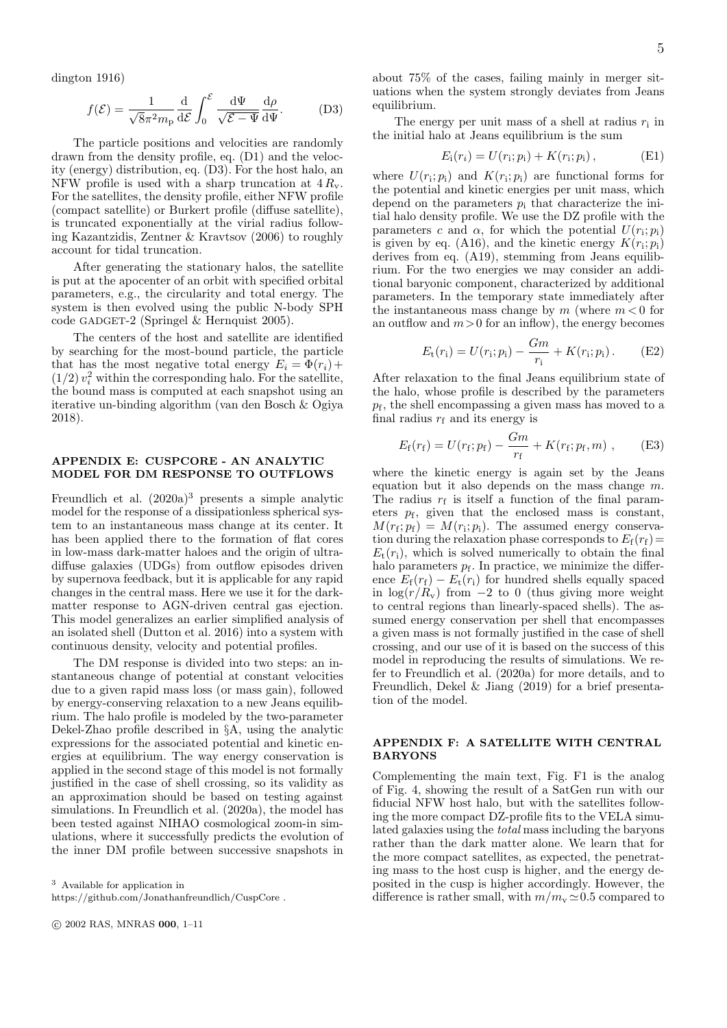dington 1916)

$$f(\mathcal{E}) = \frac{1}{\sqrt{8}\pi^2 m_{\rm p}} \frac{\mathrm{d}}{\mathrm{d}\mathcal{E}} \int_0^{\mathcal{E}} \frac{\mathrm{d}\Psi}{\sqrt{\mathcal{E}-\Psi}} \frac{\mathrm{d}\rho}{\mathrm{d}\Psi}. \quad \text{(D3)}$$

The particle positions and velocities are randomly drawn from the density profile, eq. (D1) and the velocity (energy) distribution, eq. (D3). For the host halo, an NFW profile is used with a sharp truncation at $4\,R_{\rm v}$. For the satellites, the density profile, either NFW profile (compact satellite) or Burkert profile (diffuse satellite), is truncated exponentially at the virial radius following Kazantzidis, Zentner & Kravtsov (2006) to roughly account for tidal truncation.

After generating the stationary halos, the satellite is put at the apocenter of an orbit with specified orbital parameters, e.g., the circularity and total energy. The system is then evolved using the public N-body SPH code GADGET-2 (Springel & Hernquist 2005).

The centers of the host and satellite are identified by searching for the most-bound particle, the particle that has the most negative total energy $E_i = \Phi(r_i) + (1/2)\, v_i^2$ within the corresponding halo. For the satellite, the bound mass is computed at each snapshot using an iterative un-binding algorithm (van den Bosch & Ogiya 2018).

## APPENDIX E: CUSPCORE - AN ANALYTIC MODEL FOR DM RESPONSE TO OUTFLOWS

Freundlich et al. (2020a)[3] presents a simple analytic model for the response of a dissipationless spherical system to an instantaneous mass change at its center. It has been applied there to the formation of flat cores in low-mass dark-matter haloes and the origin of ultra-diffuse galaxies (UDGs) from outflow episodes driven by supernova feedback, but it is applicable for any rapid changes in the central mass. Here we use it for the dark-matter response to AGN-driven central gas ejection. This model generalizes an earlier simplified analysis of an isolated shell (Dutton et al. 2016) into a system with continuous density, velocity and potential profiles.

The DM response is divided into two steps: an instantaneous change of potential at constant velocities due to a given rapid mass loss (or mass gain), followed by energy-conserving relaxation to a new Jeans equilibrium. The halo profile is modeled by the two-parameter Dekel-Zhao profile described in §A, using the analytic expressions for the associated potential and kinetic energies at equilibrium. The way energy conservation is applied in the second stage of this model is not formally justified in the case of shell crossing, so its validity as an approximation should be based on testing against simulations. In Freundlich et al. (2020a), the model has been tested against NIHAO cosmological zoom-in simulations, where it successfully predicts the evolution of the inner DM profile between successive snapshots in about 75% of the cases, failing mainly in merger situations when the system strongly deviates from Jeans equilibrium.

The energy per unit mass of a shell at radius $r_{\rm i}$ in the initial halo at Jeans equilibrium is the sum

$$E_{\rm i}(r_i) = U(r_{\rm i}; p_{\rm i}) + K(r_{\rm i}; p_{\rm i})\,, \quad \text{(E1)}$$

where $U(r_{\rm i}; p_{\rm i})$ and $K(r_{\rm i}; p_{\rm i})$ are functional forms for the potential and kinetic energies per unit mass, which depend on the parameters $p_{\rm i}$ that characterize the initial halo density profile. We use the DZ profile with the parameters $c$ and $\alpha$, for which the potential $U(r_{\rm i}; p_{\rm i})$ is given by eq. (A16), and the kinetic energy $K(r_{\rm i}; p_{\rm i})$ derives from eq. (A19), stemming from Jeans equilibrium. For the two energies we may consider an additional baryonic component, characterized by additional parameters. In the temporary state immediately after the instantaneous mass change by $m$ (where $m<0$ for an outflow and $m>0$ for an inflow), the energy becomes

$$E_{\rm t}(r_{\rm i}) = U(r_{\rm i}; p_{\rm i}) - \frac{Gm}{r_{\rm i}} + K(r_{\rm i}; p_{\rm i})\,. \quad \text{(E2)}$$

After relaxation to the final Jeans equilibrium state of the halo, whose profile is described by the parameters $p_{\rm f}$, the shell encompassing a given mass has moved to a final radius $r_{\rm f}$ and its energy is

$$E_{\rm f}(r_{\rm f}) = U(r_{\rm f}; p_{\rm f}) - \frac{Gm}{r_{\rm f}} + K(r_{\rm f}; p_{\rm f}, m)\ , \quad \text{(E3)}$$

where the kinetic energy is again set by the Jeans equation but it also depends on the mass change $m$. The radius $r_{\rm f}$ is itself a function of the final parameters $p_{\rm f}$, given that the enclosed mass is constant, $M(r_{\rm f}; p_{\rm f}) = M(r_{\rm i}; p_{\rm i})$. The assumed energy conservation during the relaxation phase corresponds to $E_{\rm f}(r_{\rm f}) = E_{\rm t}(r_{\rm i})$, which is solved numerically to obtain the final halo parameters $p_{\rm f}$. In practice, we minimize the difference $E_{\rm f}(r_{\rm f}) - E_{\rm t}(r_{\rm i})$ for hundred shells equally spaced in $\log(r/R_{\rm v})$ from $-2$ to 0 (thus giving more weight to central regions than linearly-spaced shells). The assumed energy conservation per shell that encompasses a given mass is not formally justified in the case of shell crossing, and our use of it is based on the success of this model in reproducing the results of simulations. We refer to Freundlich et al. (2020a) for more details, and to Freundlich, Dekel & Jiang (2019) for a brief presentation of the model.

## APPENDIX F: A SATELLITE WITH CENTRAL BARYONS

Complementing the main text, Fig. F1 is the analog of Fig. 4, showing the result of a SatGen run with our fiducial NFW host halo, but with the satellites following the more compact DZ-profile fits to the VELA simulated galaxies using the *total* mass including the baryons rather than the dark matter alone. We learn that for the more compact satellites, as expected, the penetrating mass to the host cusp is higher, and the energy deposited in the cusp is higher accordingly. However, the difference is rather small, with $m/m_{\rm v} \simeq 0.5$ compared to

[3] Available for application in https://github.com/Jonathanfreundlich/CuspCore .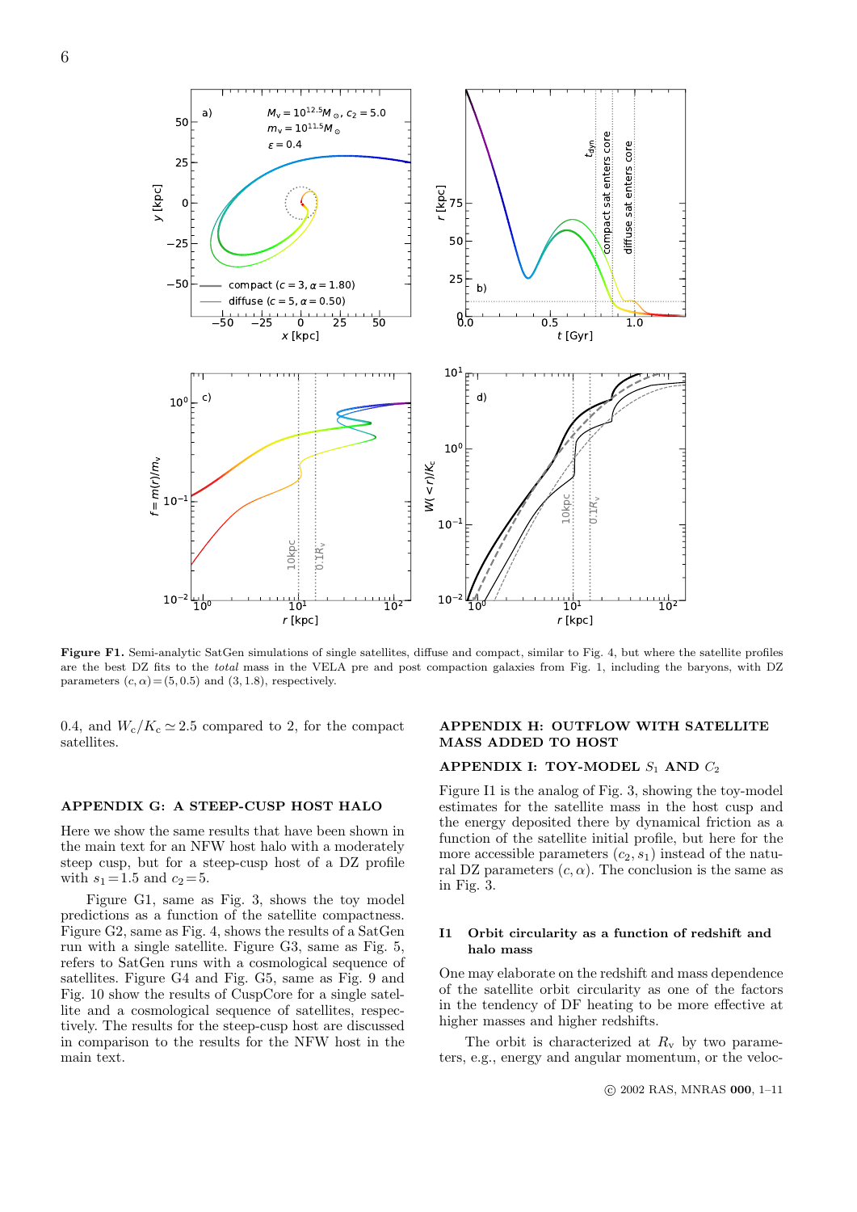**Figure F1.** Semi-analytic SatGen simulations of single satellites, diffuse and compact, similar to Fig. 4, but where the satellite profiles are the best DZ fits to the *total* mass in the VELA pre and post compaction galaxies from Fig. 1, including the baryons, with DZ parameters $(c, \alpha) = (5, 0.5)$ and $(3, 1.8)$, respectively.

0.4, and $W_c/K_c \simeq 2.5$ compared to 2, for the compact satellites.

## APPENDIX G: A STEEP-CUSP HOST HALO

Here we show the same results that have been shown in the main text for an NFW host halo with a moderately steep cusp, but for a steep-cusp host of a DZ profile with $s_1 = 1.5$ and $c_2 = 5$.

Figure G1, same as Fig. 3, shows the toy model predictions as a function of the satellite compactness. Figure G2, same as Fig. 4, shows the results of a SatGen run with a single satellite. Figure G3, same as Fig. 5, refers to SatGen runs with a cosmological sequence of satellites. Figure G4 and Fig. G5, same as Fig. 9 and Fig. 10 show the results of CuspCore for a single satellite and a cosmological sequence of satellites, respectively. The results for the steep-cusp host are discussed in comparison to the results for the NFW host in the main text.

## APPENDIX H: OUTFLOW WITH SATELLITE MASS ADDED TO HOST

## APPENDIX I: TOY-MODEL $S_1$ AND $C_2$

Figure I1 is the analog of Fig. 3, showing the toy-model estimates for the satellite mass in the host cusp and the energy deposited there by dynamical friction as a function of the satellite initial profile, but here for the more accessible parameters $(c_2, s_1)$ instead of the natural DZ parameters $(c, \alpha)$. The conclusion is the same as in Fig. 3.

### I1 Orbit circularity as a function of redshift and halo mass

One may elaborate on the redshift and mass dependence of the satellite orbit circularity as one of the factors in the tendency of DF heating to be more effective at higher masses and higher redshifts.

The orbit is characterized at $R_v$ by two parameters, e.g., energy and angular momentum, or the veloc-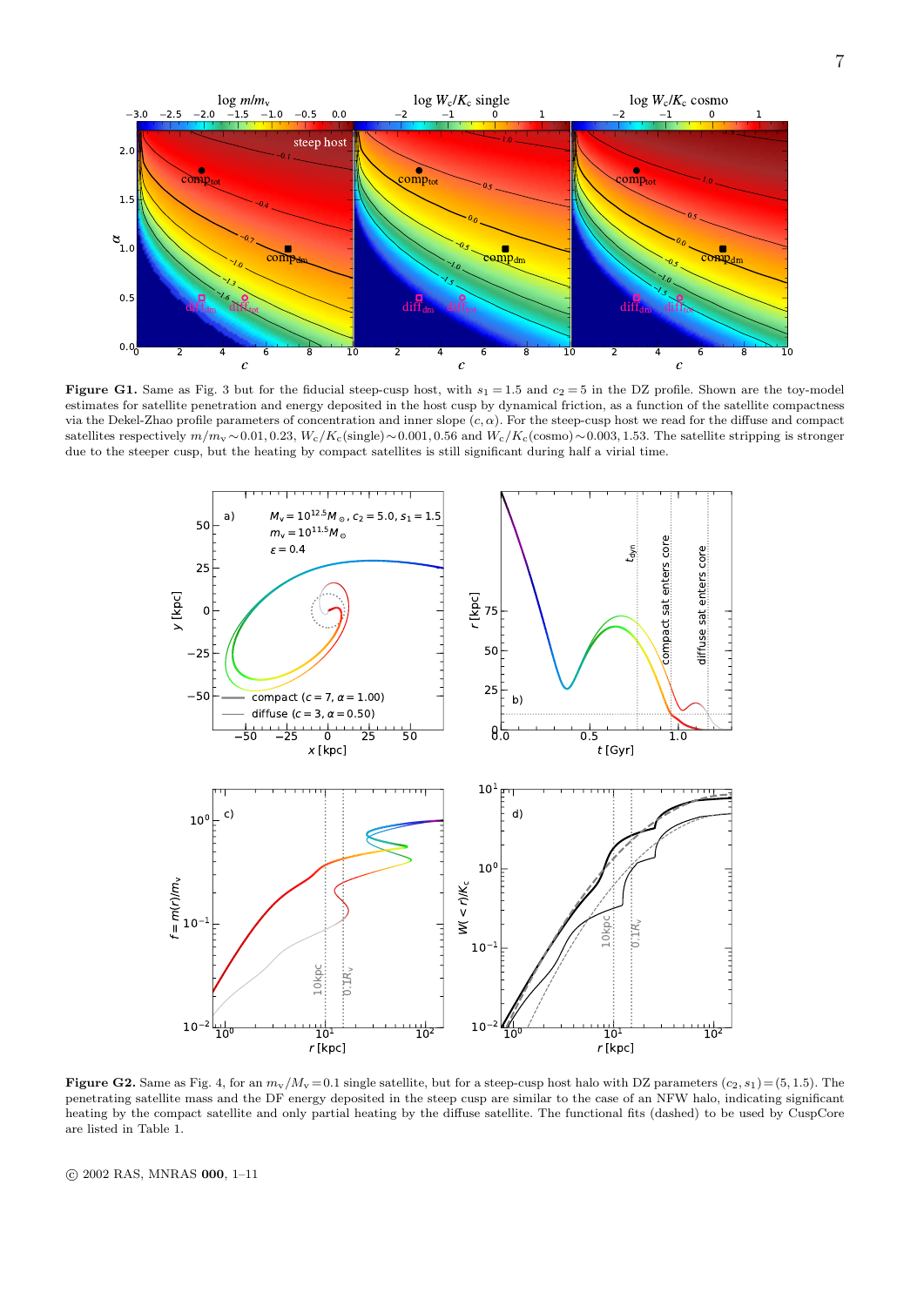**Figure G1.** Same as Fig. 3 but for the fiducial steep-cusp host, with $s_1 = 1.5$ and $c_2 = 5$ in the DZ profile. Shown are the toy-model estimates for satellite penetration and energy deposited in the host cusp by dynamical friction, as a function of the satellite compactness via the Dekel-Zhao profile parameters of concentration and inner slope $(c, \alpha)$. For the steep-cusp host we read for the diffuse and compact satellites respectively $m/m_{\rm v} \sim 0.01, 0.23$, $W_{\rm c}/K_{\rm c}(\text{single}) \sim 0.001, 0.56$ and $W_{\rm c}/K_{\rm c}(\text{cosmo}) \sim 0.003, 1.53$. The satellite stripping is stronger due to the steeper cusp, but the heating by compact satellites is still significant during half a virial time.

**Figure G2.** Same as Fig. 4, for an $m_{\rm v}/M_{\rm v} = 0.1$ single satellite, but for a steep-cusp host halo with DZ parameters $(c_2, s_1) = (5, 1.5)$. The penetrating satellite mass and the DF energy deposited in the steep cusp are similar to the case of an NFW halo, indicating significant heating by the compact satellite and only partial heating by the diffuse satellite. The functional fits (dashed) to be used by CuspCore are listed in Table 1.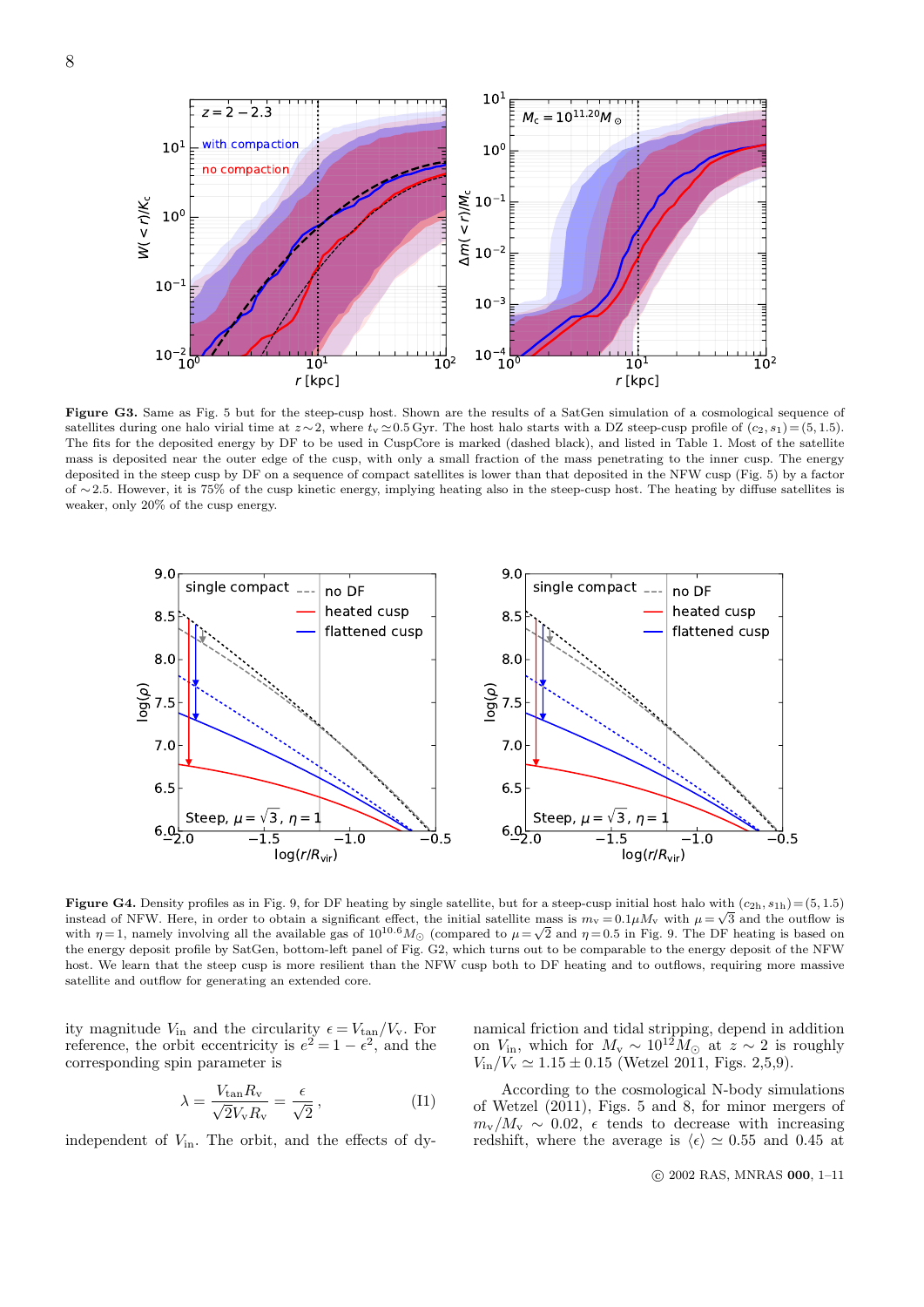**Figure G3.** Same as Fig. 5 but for the steep-cusp host. Shown are the results of a SatGen simulation of a cosmological sequence of satellites during one halo virial time at $z \sim 2$, where $t_v \simeq 0.5\,$Gyr. The host halo starts with a DZ steep-cusp profile of $(c_2, s_1) = (5, 1.5)$. The fits for the deposited energy by DF to be used in CuspCore is marked (dashed black), and listed in Table 1. Most of the satellite mass is deposited near the outer edge of the cusp, with only a small fraction of the mass penetrating to the inner cusp. The energy deposited in the steep cusp by DF on a sequence of compact satellites is lower than that deposited in the NFW cusp (Fig. 5) by a factor of $\sim 2.5$. However, it is 75% of the cusp kinetic energy, implying heating also in the steep-cusp host. The heating by diffuse satellites is weaker, only 20% of the cusp energy.

**Figure G4.** Density profiles as in Fig. 9, for DF heating by single satellite, but for a steep-cusp initial host halo with $(c_{2h}, s_{1h}) = (5, 1.5)$ instead of NFW. Here, in order to obtain a significant effect, the initial satellite mass is $m_v = 0.1\mu M_v$ with $\mu = \sqrt{3}$ and the outflow is with $\eta = 1$, namely involving all the available gas of $10^{10.6} M_\odot$ (compared to $\mu = \sqrt{2}$ and $\eta = 0.5$ in Fig. 9. The DF heating is based on the energy deposit profile by SatGen, bottom-left panel of Fig. G2, which turns out to be comparable to the energy deposit of the NFW host. We learn that the steep cusp is more resilient than the NFW cusp both to DF heating and to outflows, requiring more massive satellite and outflow for generating an extended core.

ity magnitude $V_{\rm in}$ and the circularity $\epsilon = V_{\rm tan}/V_{\rm v}$. For reference, the orbit eccentricity is $e^2 = 1 - \epsilon^2$, and the corresponding spin parameter is

$$\lambda = \frac{V_{\rm tan} R_{\rm v}}{\sqrt{2} V_{\rm v} R_{\rm v}} = \frac{\epsilon}{\sqrt{2}}\,, \tag{I1}$$

independent of $V_{\rm in}$. The orbit, and the effects of dynamical friction and tidal stripping, depend in addition on $V_{\rm in}$, which for $M_{\rm v} \sim 10^{12} M_\odot$ at $z \sim 2$ is roughly $V_{\rm in}/V_{\rm v} \simeq 1.15 \pm 0.15$ (Wetzel 2011, Figs. 2,5,9).

According to the cosmological N-body simulations of Wetzel (2011), Figs. 5 and 8, for minor mergers of $m_{\rm v}/M_{\rm v} \sim 0.02$, $\epsilon$ tends to decrease with increasing redshift, where the average is $\langle\epsilon\rangle \simeq 0.55$ and 0.45 at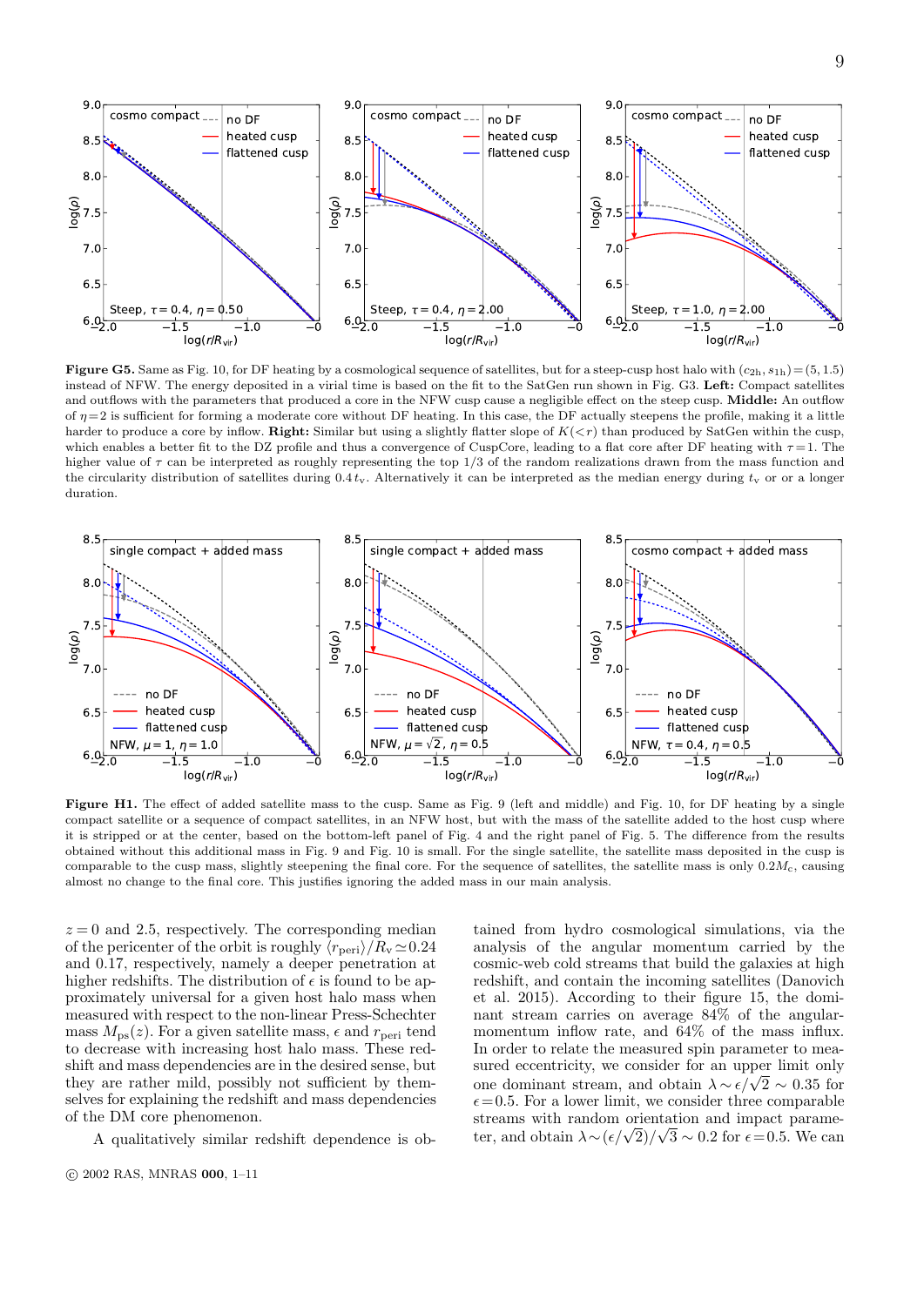**Figure G5.** Same as Fig. 10, for DF heating by a cosmological sequence of satellites, but for a steep-cusp host halo with $(c_{2h}, s_{1h}) = (5, 1.5)$ instead of NFW. The energy deposited in a virial time is based on the fit to the SatGen run shown in Fig. G3. **Left:** Compact satellites and outflows with the parameters that produced a core in the NFW cusp cause a negligible effect on the steep cusp. **Middle:** An outflow of $\eta = 2$ is sufficient for forming a moderate core without DF heating. In this case, the DF actually steepens the profile, making it a little harder to produce a core by inflow. **Right:** Similar but using a slightly flatter slope of $K(<r)$ than produced by SatGen within the cusp, which enables a better fit to the DZ profile and thus a convergence of CuspCore, leading to a flat core after DF heating with $\tau = 1$. The higher value of $\tau$ can be interpreted as roughly representing the top 1/3 of the random realizations drawn from the mass function and the circularity distribution of satellites during $0.4\,t_v$. Alternatively it can be interpreted as the median energy during $t_v$ or or a longer duration.

**Figure H1.** The effect of added satellite mass to the cusp. Same as Fig. 9 (left and middle) and Fig. 10, for DF heating by a single compact satellite or a sequence of compact satellites, in an NFW host, but with the mass of the satellite added to the host cusp where it is stripped or at the center, based on the bottom-left panel of Fig. 4 and the right panel of Fig. 5. The difference from the results obtained without this additional mass in Fig. 9 and Fig. 10 is small. For the single satellite, the satellite mass deposited in the cusp is comparable to the cusp mass, slightly steepening the final core. For the sequence of satellites, the satellite mass is only $0.2 M_c$, causing almost no change to the final core. This justifies ignoring the added mass in our main analysis.

$z = 0$ and 2.5, respectively. The corresponding median of the pericenter of the orbit is roughly $\langle r_{\rm peri} \rangle / R_v \simeq 0.24$ and 0.17, respectively, namely a deeper penetration at higher redshifts. The distribution of $\epsilon$ is found to be approximately universal for a given host halo mass when measured with respect to the non-linear Press-Schechter mass $M_{\rm ps}(z)$. For a given satellite mass, $\epsilon$ and $r_{\rm peri}$ tend to decrease with increasing host halo mass. These redshift and mass dependencies are in the desired sense, but they are rather mild, possibly not sufficient by themselves for explaining the redshift and mass dependencies of the DM core phenomenon.

A qualitatively similar redshift dependence is obtained from hydro cosmological simulations, via the analysis of the angular momentum carried by the cosmic-web cold streams that build the galaxies at high redshift, and contain the incoming satellites (Danovich et al. 2015). According to their figure 15, the dominant stream carries on average 84% of the angular-momentum inflow rate, and 64% of the mass influx. In order to relate the measured spin parameter to measured eccentricity, we consider for an upper limit only one dominant stream, and obtain $\lambda \sim \epsilon/\sqrt{2} \sim 0.35$ for $\epsilon = 0.5$. For a lower limit, we consider three comparable streams with random orientation and impact parameter, and obtain $\lambda \sim (\epsilon/\sqrt{2})/\sqrt{3} \sim 0.2$ for $\epsilon = 0.5$. We can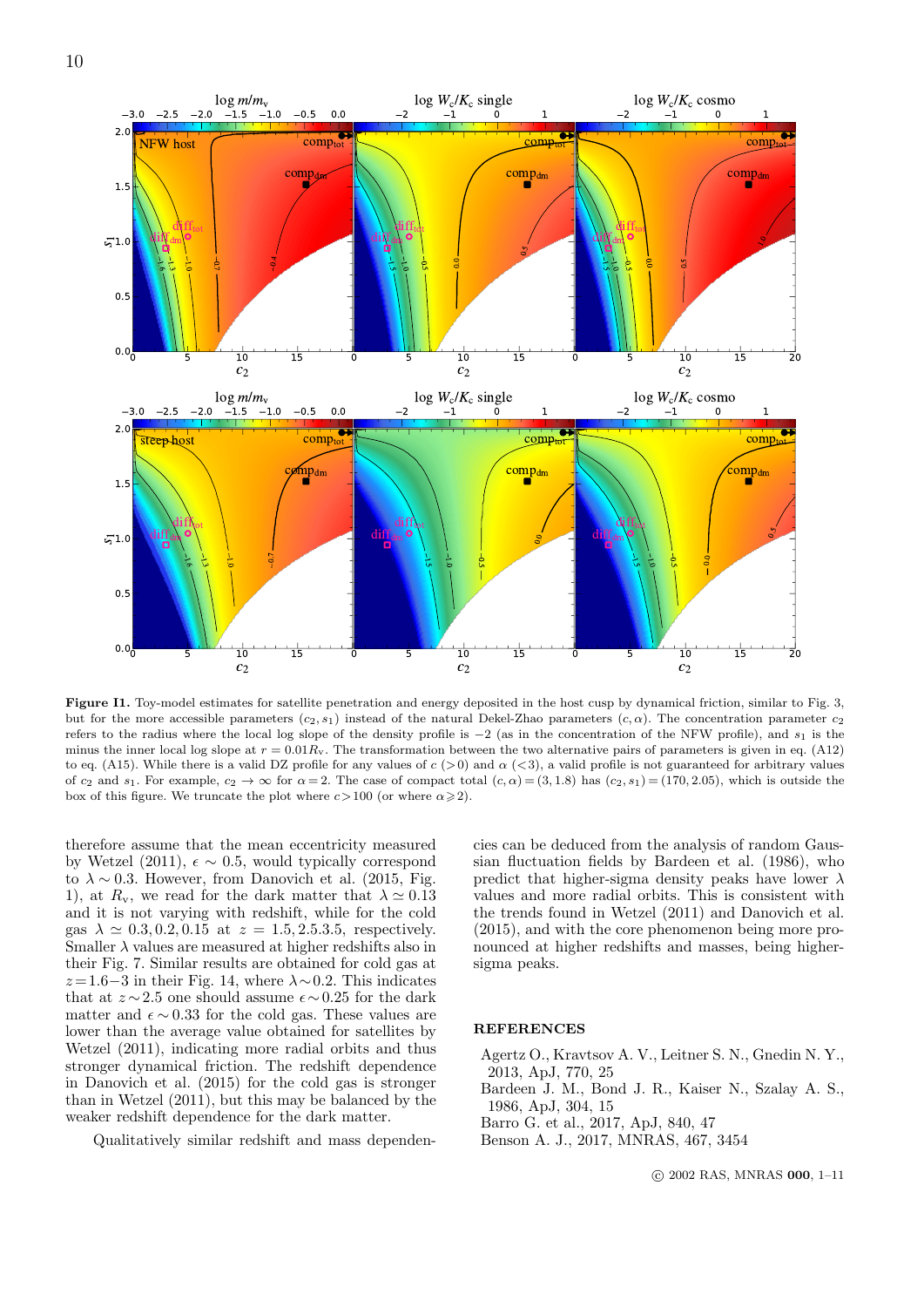**Figure I1.** Toy-model estimates for satellite penetration and energy deposited in the host cusp by dynamical friction, similar to Fig. 3, but for the more accessible parameters $(c_2, s_1)$ instead of the natural Dekel-Zhao parameters $(c, \alpha)$. The concentration parameter $c_2$ refers to the radius where the local log slope of the density profile is $-2$ (as in the concentration of the NFW profile), and $s_1$ is the minus the inner local log slope at $r = 0.01R_v$. The transformation between the two alternative pairs of parameters is given in eq. (A12) to eq. (A15). While there is a valid DZ profile for any values of $c$ ($>0$) and $\alpha$ ($<3$), a valid profile is not guaranteed for arbitrary values of $c_2$ and $s_1$. For example, $c_2 \to \infty$ for $\alpha = 2$. The case of compact total $(c, \alpha) = (3, 1.8)$ has $(c_2, s_1) = (170, 2.05)$, which is outside the box of this figure. We truncate the plot where $c > 100$ (or where $\alpha \geqslant 2$).

therefore assume that the mean eccentricity measured by Wetzel (2011), $\epsilon \sim 0.5$, would typically correspond to $\lambda \sim 0.3$. However, from Danovich et al. (2015, Fig. 1), at $R_v$, we read for the dark matter that $\lambda \simeq 0.13$ and it is not varying with redshift, while for the cold gas $\lambda \simeq 0.3, 0.2, 0.15$ at $z = 1.5, 2.5 3.5$, respectively. Smaller $\lambda$ values are measured at higher redshifts also in their Fig. 7. Similar results are obtained for cold gas at $z = 1.6 - 3$ in their Fig. 14, where $\lambda \sim 0.2$. This indicates that at $z \sim 2.5$ one should assume $\epsilon \sim 0.25$ for the dark matter and $\epsilon \sim 0.33$ for the cold gas. These values are lower than the average value obtained for satellites by Wetzel (2011), indicating more radial orbits and thus stronger dynamical friction. The redshift dependence in Danovich et al. (2015) for the cold gas is stronger than in Wetzel (2011), but this may be balanced by the weaker redshift dependence for the dark matter.

Qualitatively similar redshift and mass dependencies can be deduced from the analysis of random Gaussian fluctuation fields by Bardeen et al. (1986), who predict that higher-sigma density peaks have lower $\lambda$ values and more radial orbits. This is consistent with the trends found in Wetzel (2011) and Danovich et al. (2015), and with the core phenomenon being more pronounced at higher redshifts and masses, being higher-sigma peaks.

## REFERENCES

Agertz O., Kravtsov A. V., Leitner S. N., Gnedin N. Y., 2013, ApJ, 770, 25

Bardeen J. M., Bond J. R., Kaiser N., Szalay A. S., 1986, ApJ, 304, 15

Barro G. et al., 2017, ApJ, 840, 47

Benson A. J., 2017, MNRAS, 467, 3454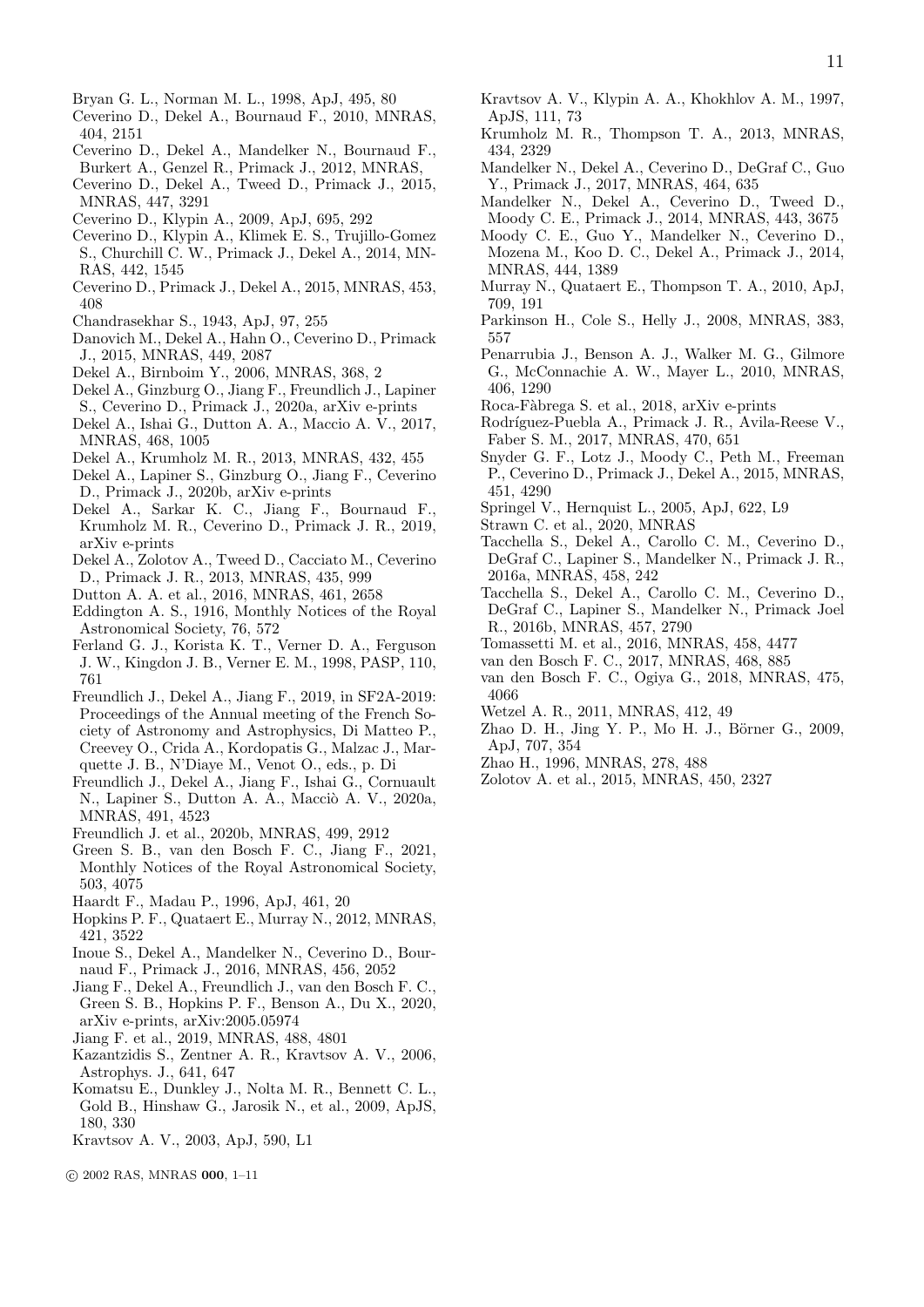Bryan G. L., Norman M. L., 1998, ApJ, 495, 80

Ceverino D., Dekel A., Bournaud F., 2010, MNRAS, 404, 2151

Ceverino D., Dekel A., Mandelker N., Bournaud F., Burkert A., Genzel R., Primack J., 2012, MNRAS,

Ceverino D., Dekel A., Tweed D., Primack J., 2015, MNRAS, 447, 3291

Ceverino D., Klypin A., 2009, ApJ, 695, 292

Ceverino D., Klypin A., Klimek E. S., Trujillo-Gomez S., Churchill C. W., Primack J., Dekel A., 2014, MNRAS, 442, 1545

Ceverino D., Primack J., Dekel A., 2015, MNRAS, 453, 408

Chandrasekhar S., 1943, ApJ, 97, 255

Danovich M., Dekel A., Hahn O., Ceverino D., Primack J., 2015, MNRAS, 449, 2087

Dekel A., Birnboim Y., 2006, MNRAS, 368, 2

Dekel A., Ginzburg O., Jiang F., Freundlich J., Lapiner S., Ceverino D., Primack J., 2020a, arXiv e-prints

Dekel A., Ishai G., Dutton A. A., Maccio A. V., 2017, MNRAS, 468, 1005

Dekel A., Krumholz M. R., 2013, MNRAS, 432, 455

Dekel A., Lapiner S., Ginzburg O., Jiang F., Ceverino D., Primack J., 2020b, arXiv e-prints

Dekel A., Sarkar K. C., Jiang F., Bournaud F., Krumholz M. R., Ceverino D., Primack J. R., 2019, arXiv e-prints

Dekel A., Zolotov A., Tweed D., Cacciato M., Ceverino D., Primack J. R., 2013, MNRAS, 435, 999

Dutton A. A. et al., 2016, MNRAS, 461, 2658

Eddington A. S., 1916, Monthly Notices of the Royal Astronomical Society, 76, 572

Ferland G. J., Korista K. T., Verner D. A., Ferguson J. W., Kingdon J. B., Verner E. M., 1998, PASP, 110, 761

Freundlich J., Dekel A., Jiang F., 2019, in SF2A-2019: Proceedings of the Annual meeting of the French Society of Astronomy and Astrophysics, Di Matteo P., Creevey O., Crida A., Kordopatis G., Malzac J., Marquette J. B., N'Diaye M., Venot O., eds., p. Di

Freundlich J., Dekel A., Jiang F., Ishai G., Cornuault N., Lapiner S., Dutton A. A., Macciò A. V., 2020a, MNRAS, 491, 4523

Freundlich J. et al., 2020b, MNRAS, 499, 2912

Green S. B., van den Bosch F. C., Jiang F., 2021, Monthly Notices of the Royal Astronomical Society, 503, 4075

Haardt F., Madau P., 1996, ApJ, 461, 20

Hopkins P. F., Quataert E., Murray N., 2012, MNRAS, 421, 3522

Inoue S., Dekel A., Mandelker N., Ceverino D., Bournaud F., Primack J., 2016, MNRAS, 456, 2052

Jiang F., Dekel A., Freundlich J., van den Bosch F. C., Green S. B., Hopkins P. F., Benson A., Du X., 2020, arXiv e-prints, arXiv:2005.05974

Jiang F. et al., 2019, MNRAS, 488, 4801

Kazantzidis S., Zentner A. R., Kravtsov A. V., 2006, Astrophys. J., 641, 647

Komatsu E., Dunkley J., Nolta M. R., Bennett C. L., Gold B., Hinshaw G., Jarosik N., et al., 2009, ApJS, 180, 330

Kravtsov A. V., 2003, ApJ, 590, L1

Kravtsov A. V., Klypin A. A., Khokhlov A. M., 1997, ApJS, 111, 73

Krumholz M. R., Thompson T. A., 2013, MNRAS, 434, 2329

Mandelker N., Dekel A., Ceverino D., DeGraf C., Guo Y., Primack J., 2017, MNRAS, 464, 635

Mandelker N., Dekel A., Ceverino D., Tweed D., Moody C. E., Primack J., 2014, MNRAS, 443, 3675

Moody C. E., Guo Y., Mandelker N., Ceverino D., Mozena M., Koo D. C., Dekel A., Primack J., 2014, MNRAS, 444, 1389

Murray N., Quataert E., Thompson T. A., 2010, ApJ, 709, 191

Parkinson H., Cole S., Helly J., 2008, MNRAS, 383, 557

Penarrubia J., Benson A. J., Walker M. G., Gilmore G., McConnachie A. W., Mayer L., 2010, MNRAS, 406, 1290

Roca-Fàbrega S. et al., 2018, arXiv e-prints

Rodríguez-Puebla A., Primack J. R., Avila-Reese V., Faber S. M., 2017, MNRAS, 470, 651

Snyder G. F., Lotz J., Moody C., Peth M., Freeman P., Ceverino D., Primack J., Dekel A., 2015, MNRAS, 451, 4290

Springel V., Hernquist L., 2005, ApJ, 622, L9

Strawn C. et al., 2020, MNRAS

Tacchella S., Dekel A., Carollo C. M., Ceverino D., DeGraf C., Lapiner S., Mandelker N., Primack J. R., 2016a, MNRAS, 458, 242

Tacchella S., Dekel A., Carollo C. M., Ceverino D., DeGraf C., Lapiner S., Mandelker N., Primack Joel R., 2016b, MNRAS, 457, 2790

Tomassetti M. et al., 2016, MNRAS, 458, 4477

van den Bosch F. C., 2017, MNRAS, 468, 885

van den Bosch F. C., Ogiya G., 2018, MNRAS, 475, 4066

Wetzel A. R., 2011, MNRAS, 412, 49

Zhao D. H., Jing Y. P., Mo H. J., Börner G., 2009, ApJ, 707, 354

Zhao H., 1996, MNRAS, 278, 488

Zolotov A. et al., 2015, MNRAS, 450, 2327